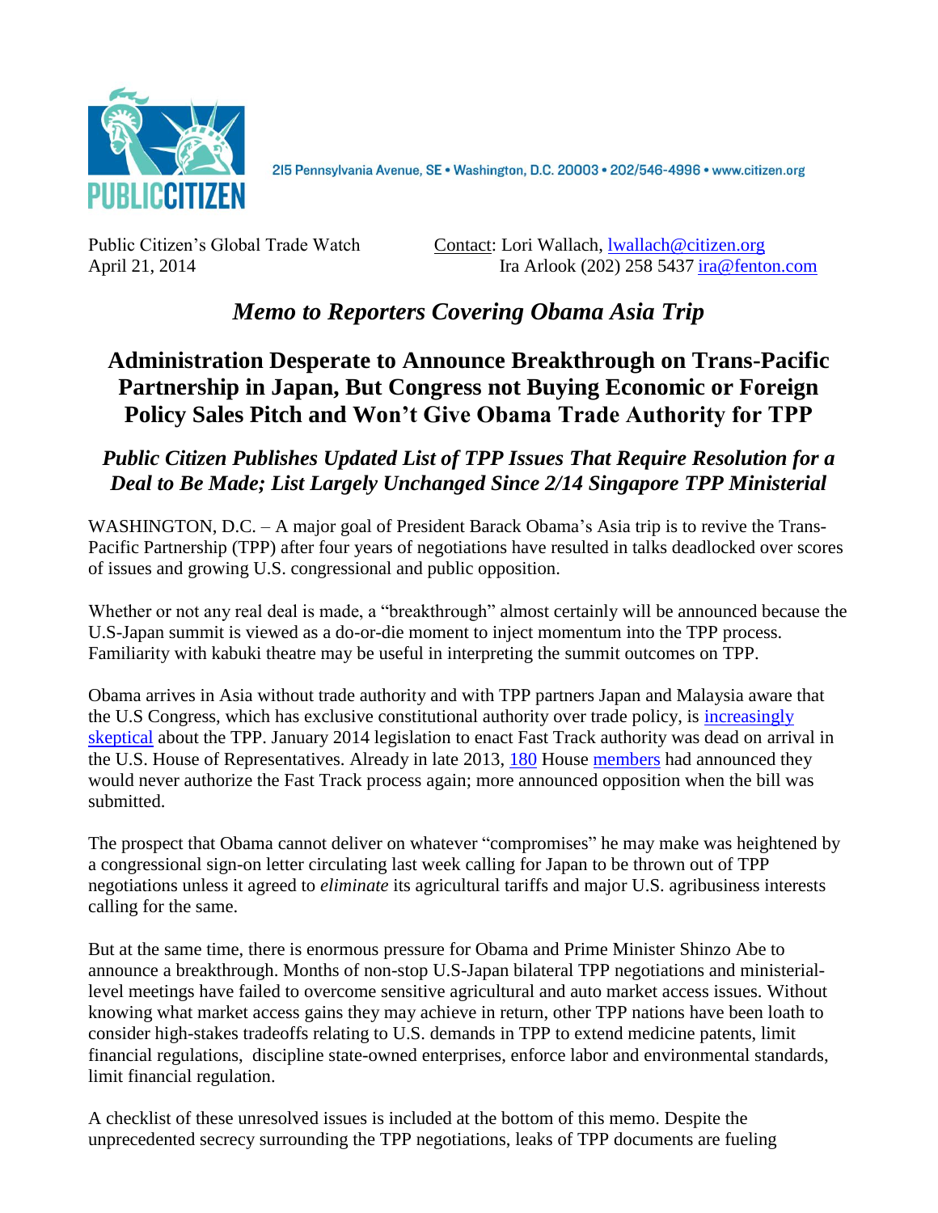PUBLIC CITIZEN

215 Pennsylvania Avenue, SE • Washington, D.C. 20003 • 202/546-4996 • www.citizen.org

Public Citizen's Global Trade Watch
April 21, 2014

Contact: Lori Wallach, lwallach@citizen.org
Ira Arlook (202) 258 5437 ira@fenton.com

# *Memo to Reporters Covering Obama Asia Trip*

## Administration Desperate to Announce Breakthrough on Trans-Pacific Partnership in Japan, But Congress not Buying Economic or Foreign Policy Sales Pitch and Won't Give Obama Trade Authority for TPP

### *Public Citizen Publishes Updated List of TPP Issues That Require Resolution for a Deal to Be Made; List Largely Unchanged Since 2/14 Singapore TPP Ministerial*

WASHINGTON, D.C. – A major goal of President Barack Obama's Asia trip is to revive the Trans-Pacific Partnership (TPP) after four years of negotiations have resulted in talks deadlocked over scores of issues and growing U.S. congressional and public opposition.

Whether or not any real deal is made, a "breakthrough" almost certainly will be announced because the U.S-Japan summit is viewed as a do-or-die moment to inject momentum into the TPP process. Familiarity with kabuki theatre may be useful in interpreting the summit outcomes on TPP.

Obama arrives in Asia without trade authority and with TPP partners Japan and Malaysia aware that the U.S Congress, which has exclusive constitutional authority over trade policy, is increasingly skeptical about the TPP. January 2014 legislation to enact Fast Track authority was dead on arrival in the U.S. House of Representatives. Already in late 2013, 180 House members had announced they would never authorize the Fast Track process again; more announced opposition when the bill was submitted.

The prospect that Obama cannot deliver on whatever "compromises" he may make was heightened by a congressional sign-on letter circulating last week calling for Japan to be thrown out of TPP negotiations unless it agreed to *eliminate* its agricultural tariffs and major U.S. agribusiness interests calling for the same.

But at the same time, there is enormous pressure for Obama and Prime Minister Shinzo Abe to announce a breakthrough. Months of non-stop U.S-Japan bilateral TPP negotiations and ministerial-level meetings have failed to overcome sensitive agricultural and auto market access issues. Without knowing what market access gains they may achieve in return, other TPP nations have been loath to consider high-stakes tradeoffs relating to U.S. demands in TPP to extend medicine patents, limit financial regulations, discipline state-owned enterprises, enforce labor and environmental standards, limit financial regulation.

A checklist of these unresolved issues is included at the bottom of this memo. Despite the unprecedented secrecy surrounding the TPP negotiations, leaks of TPP documents are fueling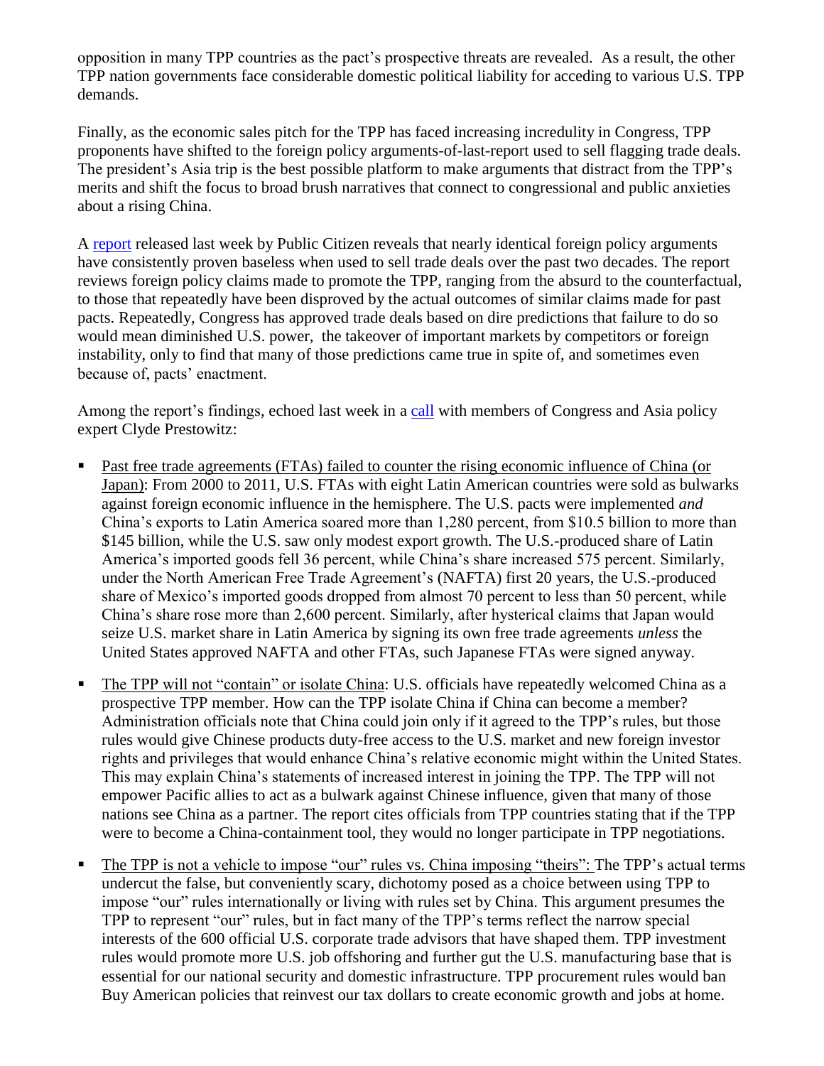opposition in many TPP countries as the pact's prospective threats are revealed. As a result, the other TPP nation governments face considerable domestic political liability for acceding to various U.S. TPP demands.

Finally, as the economic sales pitch for the TPP has faced increasing incredulity in Congress, TPP proponents have shifted to the foreign policy arguments-of-last-report used to sell flagging trade deals. The president's Asia trip is the best possible platform to make arguments that distract from the TPP's merits and shift the focus to broad brush narratives that connect to congressional and public anxieties about a rising China.

A [report](report) released last week by Public Citizen reveals that nearly identical foreign policy arguments have consistently proven baseless when used to sell trade deals over the past two decades. The report reviews foreign policy claims made to promote the TPP, ranging from the absurd to the counterfactual, to those that repeatedly have been disproved by the actual outcomes of similar claims made for past pacts. Repeatedly, Congress has approved trade deals based on dire predictions that failure to do so would mean diminished U.S. power, the takeover of important markets by competitors or foreign instability, only to find that many of those predictions came true in spite of, and sometimes even because of, pacts' enactment.

Among the report's findings, echoed last week in a [call](call) with members of Congress and Asia policy expert Clyde Prestowitz:

- Past free trade agreements (FTAs) failed to counter the rising economic influence of China (or Japan): From 2000 to 2011, U.S. FTAs with eight Latin American countries were sold as bulwarks against foreign economic influence in the hemisphere. The U.S. pacts were implemented *and* China's exports to Latin America soared more than 1,280 percent, from $10.5 billion to more than $145 billion, while the U.S. saw only modest export growth. The U.S.-produced share of Latin America's imported goods fell 36 percent, while China's share increased 575 percent. Similarly, under the North American Free Trade Agreement's (NAFTA) first 20 years, the U.S.-produced share of Mexico's imported goods dropped from almost 70 percent to less than 50 percent, while China's share rose more than 2,600 percent. Similarly, after hysterical claims that Japan would seize U.S. market share in Latin America by signing its own free trade agreements *unless* the United States approved NAFTA and other FTAs, such Japanese FTAs were signed anyway.

- The TPP will not "contain" or isolate China: U.S. officials have repeatedly welcomed China as a prospective TPP member. How can the TPP isolate China if China can become a member? Administration officials note that China could join only if it agreed to the TPP's rules, but those rules would give Chinese products duty-free access to the U.S. market and new foreign investor rights and privileges that would enhance China's relative economic might within the United States. This may explain China's statements of increased interest in joining the TPP. The TPP will not empower Pacific allies to act as a bulwark against Chinese influence, given that many of those nations see China as a partner. The report cites officials from TPP countries stating that if the TPP were to become a China-containment tool, they would no longer participate in TPP negotiations.

- The TPP is not a vehicle to impose "our" rules vs. China imposing "theirs": The TPP's actual terms undercut the false, but conveniently scary, dichotomy posed as a choice between using TPP to impose "our" rules internationally or living with rules set by China. This argument presumes the TPP to represent "our" rules, but in fact many of the TPP's terms reflect the narrow special interests of the 600 official U.S. corporate trade advisors that have shaped them. TPP investment rules would promote more U.S. job offshoring and further gut the U.S. manufacturing base that is essential for our national security and domestic infrastructure. TPP procurement rules would ban Buy American policies that reinvest our tax dollars to create economic growth and jobs at home.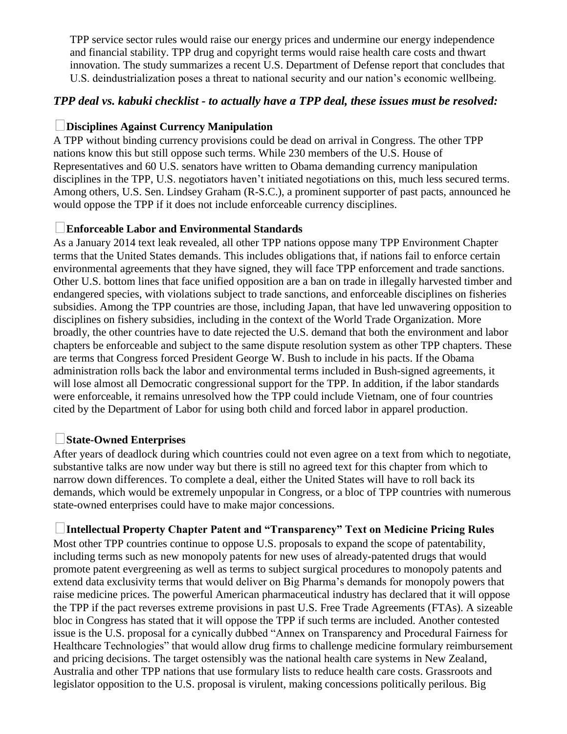TPP service sector rules would raise our energy prices and undermine our energy independence and financial stability. TPP drug and copyright terms would raise health care costs and thwart innovation. The study summarizes a recent U.S. Department of Defense report that concludes that U.S. deindustrialization poses a threat to national security and our nation's economic wellbeing.

### *TPP deal vs. kabuki checklist - to actually have a TPP deal, these issues must be resolved:*

☐ **Disciplines Against Currency Manipulation**

A TPP without binding currency provisions could be dead on arrival in Congress. The other TPP nations know this but still oppose such terms. While 230 members of the U.S. House of Representatives and 60 U.S. senators have written to Obama demanding currency manipulation disciplines in the TPP, U.S. negotiators haven't initiated negotiations on this, much less secured terms. Among others, U.S. Sen. Lindsey Graham (R-S.C.), a prominent supporter of past pacts, announced he would oppose the TPP if it does not include enforceable currency disciplines.

☐ **Enforceable Labor and Environmental Standards**

As a January 2014 text leak revealed, all other TPP nations oppose many TPP Environment Chapter terms that the United States demands. This includes obligations that, if nations fail to enforce certain environmental agreements that they have signed, they will face TPP enforcement and trade sanctions. Other U.S. bottom lines that face unified opposition are a ban on trade in illegally harvested timber and endangered species, with violations subject to trade sanctions, and enforceable disciplines on fisheries subsidies. Among the TPP countries are those, including Japan, that have led unwavering opposition to disciplines on fishery subsidies, including in the context of the World Trade Organization. More broadly, the other countries have to date rejected the U.S. demand that both the environment and labor chapters be enforceable and subject to the same dispute resolution system as other TPP chapters. These are terms that Congress forced President George W. Bush to include in his pacts. If the Obama administration rolls back the labor and environmental terms included in Bush-signed agreements, it will lose almost all Democratic congressional support for the TPP. In addition, if the labor standards were enforceable, it remains unresolved how the TPP could include Vietnam, one of four countries cited by the Department of Labor for using both child and forced labor in apparel production.

☐ **State-Owned Enterprises**

After years of deadlock during which countries could not even agree on a text from which to negotiate, substantive talks are now under way but there is still no agreed text for this chapter from which to narrow down differences. To complete a deal, either the United States will have to roll back its demands, which would be extremely unpopular in Congress, or a bloc of TPP countries with numerous state-owned enterprises could have to make major concessions.

☐ **Intellectual Property Chapter Patent and "Transparency" Text on Medicine Pricing Rules**

Most other TPP countries continue to oppose U.S. proposals to expand the scope of patentability, including terms such as new monopoly patents for new uses of already-patented drugs that would promote patent evergreening as well as terms to subject surgical procedures to monopoly patents and extend data exclusivity terms that would deliver on Big Pharma's demands for monopoly powers that raise medicine prices. The powerful American pharmaceutical industry has declared that it will oppose the TPP if the pact reverses extreme provisions in past U.S. Free Trade Agreements (FTAs). A sizeable bloc in Congress has stated that it will oppose the TPP if such terms are included. Another contested issue is the U.S. proposal for a cynically dubbed "Annex on Transparency and Procedural Fairness for Healthcare Technologies" that would allow drug firms to challenge medicine formulary reimbursement and pricing decisions. The target ostensibly was the national health care systems in New Zealand, Australia and other TPP nations that use formulary lists to reduce health care costs. Grassroots and legislator opposition to the U.S. proposal is virulent, making concessions politically perilous. Big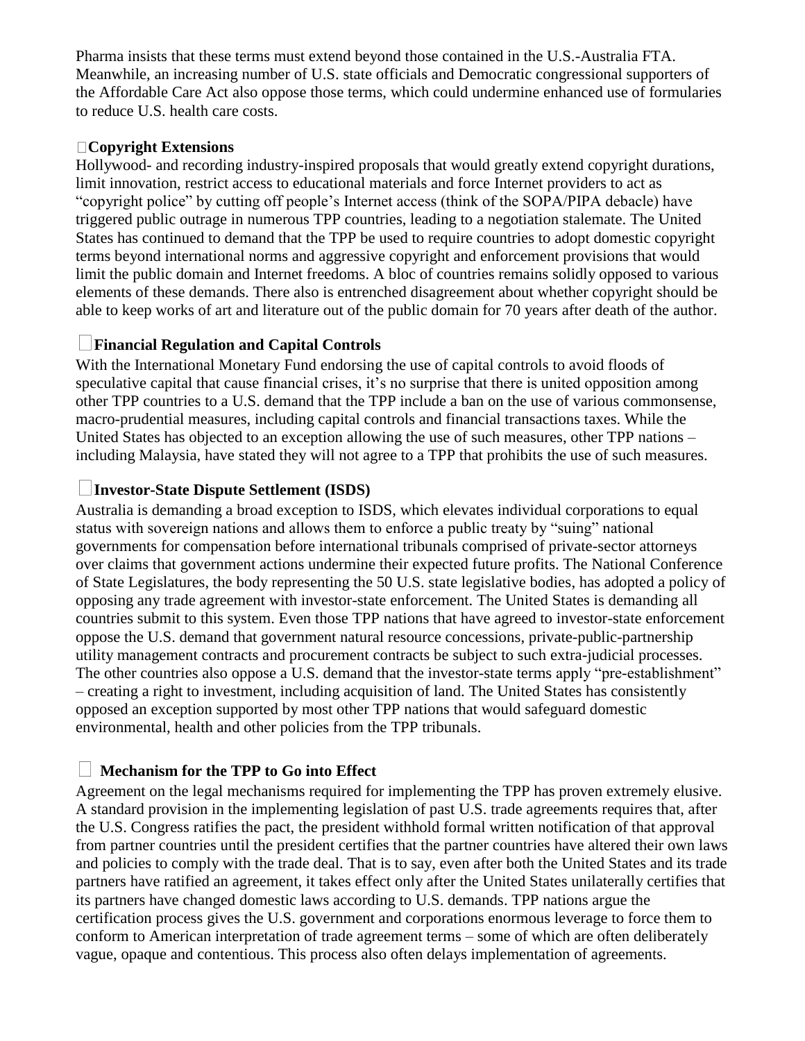Pharma insists that these terms must extend beyond those contained in the U.S.-Australia FTA. Meanwhile, an increasing number of U.S. state officials and Democratic congressional supporters of the Affordable Care Act also oppose those terms, which could undermine enhanced use of formularies to reduce U.S. health care costs.

**Copyright Extensions**

Hollywood- and recording industry-inspired proposals that would greatly extend copyright durations, limit innovation, restrict access to educational materials and force Internet providers to act as "copyright police" by cutting off people's Internet access (think of the SOPA/PIPA debacle) have triggered public outrage in numerous TPP countries, leading to a negotiation stalemate. The United States has continued to demand that the TPP be used to require countries to adopt domestic copyright terms beyond international norms and aggressive copyright and enforcement provisions that would limit the public domain and Internet freedoms. A bloc of countries remains solidly opposed to various elements of these demands. There also is entrenched disagreement about whether copyright should be able to keep works of art and literature out of the public domain for 70 years after death of the author.

**Financial Regulation and Capital Controls**

With the International Monetary Fund endorsing the use of capital controls to avoid floods of speculative capital that cause financial crises, it's no surprise that there is united opposition among other TPP countries to a U.S. demand that the TPP include a ban on the use of various commonsense, macro-prudential measures, including capital controls and financial transactions taxes. While the United States has objected to an exception allowing the use of such measures, other TPP nations – including Malaysia, have stated they will not agree to a TPP that prohibits the use of such measures.

**Investor-State Dispute Settlement (ISDS)**

Australia is demanding a broad exception to ISDS, which elevates individual corporations to equal status with sovereign nations and allows them to enforce a public treaty by "suing" national governments for compensation before international tribunals comprised of private-sector attorneys over claims that government actions undermine their expected future profits. The National Conference of State Legislatures, the body representing the 50 U.S. state legislative bodies, has adopted a policy of opposing any trade agreement with investor-state enforcement. The United States is demanding all countries submit to this system. Even those TPP nations that have agreed to investor-state enforcement oppose the U.S. demand that government natural resource concessions, private-public-partnership utility management contracts and procurement contracts be subject to such extra-judicial processes. The other countries also oppose a U.S. demand that the investor-state terms apply "pre-establishment" – creating a right to investment, including acquisition of land. The United States has consistently opposed an exception supported by most other TPP nations that would safeguard domestic environmental, health and other policies from the TPP tribunals.

**Mechanism for the TPP to Go into Effect**

Agreement on the legal mechanisms required for implementing the TPP has proven extremely elusive. A standard provision in the implementing legislation of past U.S. trade agreements requires that, after the U.S. Congress ratifies the pact, the president withhold formal written notification of that approval from partner countries until the president certifies that the partner countries have altered their own laws and policies to comply with the trade deal. That is to say, even after both the United States and its trade partners have ratified an agreement, it takes effect only after the United States unilaterally certifies that its partners have changed domestic laws according to U.S. demands. TPP nations argue the certification process gives the U.S. government and corporations enormous leverage to force them to conform to American interpretation of trade agreement terms – some of which are often deliberately vague, opaque and contentious. This process also often delays implementation of agreements.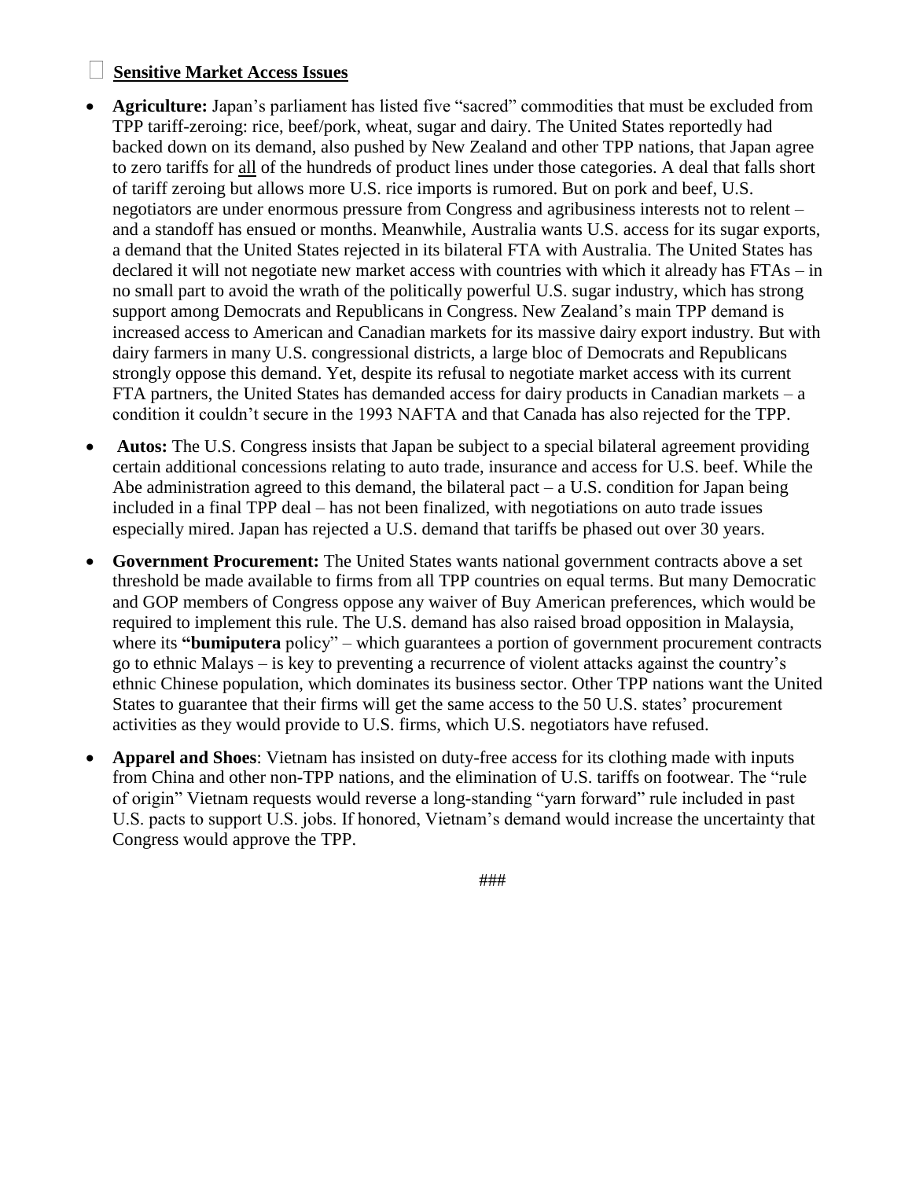## **Sensitive Market Access Issues**

- **Agriculture:** Japan's parliament has listed five "sacred" commodities that must be excluded from TPP tariff-zeroing: rice, beef/pork, wheat, sugar and dairy. The United States reportedly had backed down on its demand, also pushed by New Zealand and other TPP nations, that Japan agree to zero tariffs for all of the hundreds of product lines under those categories. A deal that falls short of tariff zeroing but allows more U.S. rice imports is rumored. But on pork and beef, U.S. negotiators are under enormous pressure from Congress and agribusiness interests not to relent – and a standoff has ensued or months. Meanwhile, Australia wants U.S. access for its sugar exports, a demand that the United States rejected in its bilateral FTA with Australia. The United States has declared it will not negotiate new market access with countries with which it already has FTAs – in no small part to avoid the wrath of the politically powerful U.S. sugar industry, which has strong support among Democrats and Republicans in Congress. New Zealand's main TPP demand is increased access to American and Canadian markets for its massive dairy export industry. But with dairy farmers in many U.S. congressional districts, a large bloc of Democrats and Republicans strongly oppose this demand. Yet, despite its refusal to negotiate market access with its current FTA partners, the United States has demanded access for dairy products in Canadian markets – a condition it couldn't secure in the 1993 NAFTA and that Canada has also rejected for the TPP.
- **Autos:** The U.S. Congress insists that Japan be subject to a special bilateral agreement providing certain additional concessions relating to auto trade, insurance and access for U.S. beef. While the Abe administration agreed to this demand, the bilateral pact – a U.S. condition for Japan being included in a final TPP deal – has not been finalized, with negotiations on auto trade issues especially mired. Japan has rejected a U.S. demand that tariffs be phased out over 30 years.
- **Government Procurement:** The United States wants national government contracts above a set threshold be made available to firms from all TPP countries on equal terms. But many Democratic and GOP members of Congress oppose any waiver of Buy American preferences, which would be required to implement this rule. The U.S. demand has also raised broad opposition in Malaysia, where its **"bumiputera** policy" – which guarantees a portion of government procurement contracts go to ethnic Malays – is key to preventing a recurrence of violent attacks against the country's ethnic Chinese population, which dominates its business sector. Other TPP nations want the United States to guarantee that their firms will get the same access to the 50 U.S. states' procurement activities as they would provide to U.S. firms, which U.S. negotiators have refused.
- **Apparel and Shoes**: Vietnam has insisted on duty-free access for its clothing made with inputs from China and other non-TPP nations, and the elimination of U.S. tariffs on footwear. The "rule of origin" Vietnam requests would reverse a long-standing "yarn forward" rule included in past U.S. pacts to support U.S. jobs. If honored, Vietnam's demand would increase the uncertainty that Congress would approve the TPP.

###